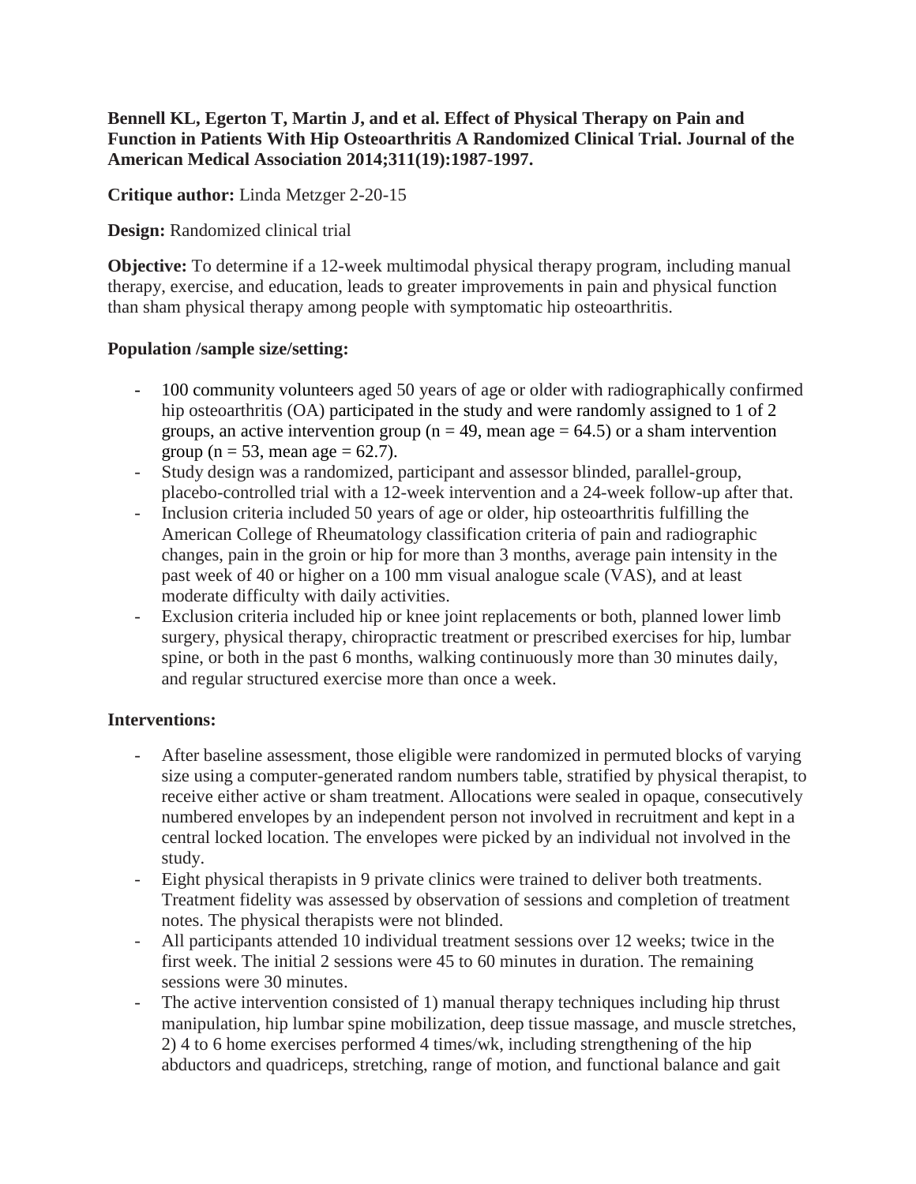**Bennell KL, Egerton T, Martin J, and et al. Effect of Physical Therapy on Pain and Function in Patients With Hip Osteoarthritis A Randomized Clinical Trial. Journal of the American Medical Association 2014;311(19):1987-1997.**

**Critique author:** Linda Metzger 2-20-15

**Design:** Randomized clinical trial

**Objective:** To determine if a 12-week multimodal physical therapy program, including manual therapy, exercise, and education, leads to greater improvements in pain and physical function than sham physical therapy among people with symptomatic hip osteoarthritis.

**Population /sample size/setting:**

- 100 community volunteers aged 50 years of age or older with radiographically confirmed hip osteoarthritis (OA) participated in the study and were randomly assigned to 1 of 2 groups, an active intervention group (n = 49, mean age = 64.5) or a sham intervention group (n = 53, mean age = 62.7).
- Study design was a randomized, participant and assessor blinded, parallel-group, placebo-controlled trial with a 12-week intervention and a 24-week follow-up after that.
- Inclusion criteria included 50 years of age or older, hip osteoarthritis fulfilling the American College of Rheumatology classification criteria of pain and radiographic changes, pain in the groin or hip for more than 3 months, average pain intensity in the past week of 40 or higher on a 100 mm visual analogue scale (VAS), and at least moderate difficulty with daily activities.
- Exclusion criteria included hip or knee joint replacements or both, planned lower limb surgery, physical therapy, chiropractic treatment or prescribed exercises for hip, lumbar spine, or both in the past 6 months, walking continuously more than 30 minutes daily, and regular structured exercise more than once a week.

**Interventions:**

- After baseline assessment, those eligible were randomized in permuted blocks of varying size using a computer-generated random numbers table, stratified by physical therapist, to receive either active or sham treatment. Allocations were sealed in opaque, consecutively numbered envelopes by an independent person not involved in recruitment and kept in a central locked location. The envelopes were picked by an individual not involved in the study.
- Eight physical therapists in 9 private clinics were trained to deliver both treatments. Treatment fidelity was assessed by observation of sessions and completion of treatment notes. The physical therapists were not blinded.
- All participants attended 10 individual treatment sessions over 12 weeks; twice in the first week. The initial 2 sessions were 45 to 60 minutes in duration. The remaining sessions were 30 minutes.
- The active intervention consisted of 1) manual therapy techniques including hip thrust manipulation, hip lumbar spine mobilization, deep tissue massage, and muscle stretches, 2) 4 to 6 home exercises performed 4 times/wk, including strengthening of the hip abductors and quadriceps, stretching, range of motion, and functional balance and gait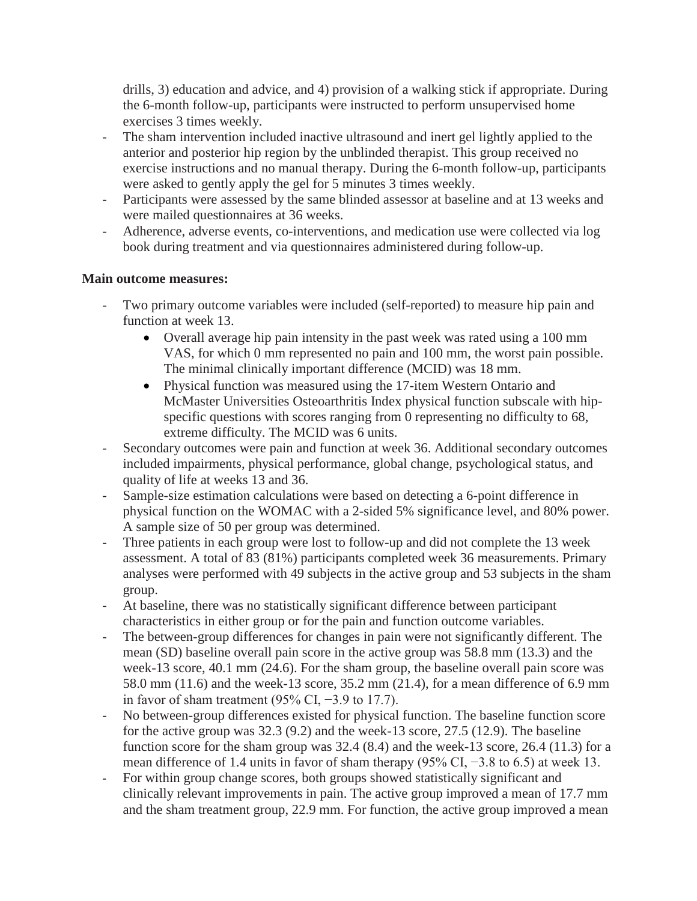drills, 3) education and advice, and 4) provision of a walking stick if appropriate. During the 6-month follow-up, participants were instructed to perform unsupervised home exercises 3 times weekly.

- The sham intervention included inactive ultrasound and inert gel lightly applied to the anterior and posterior hip region by the unblinded therapist. This group received no exercise instructions and no manual therapy. During the 6-month follow-up, participants were asked to gently apply the gel for 5 minutes 3 times weekly.
- Participants were assessed by the same blinded assessor at baseline and at 13 weeks and were mailed questionnaires at 36 weeks.
- Adherence, adverse events, co-interventions, and medication use were collected via log book during treatment and via questionnaires administered during follow-up.

**Main outcome measures:**

- Two primary outcome variables were included (self-reported) to measure hip pain and function at week 13.
  - Overall average hip pain intensity in the past week was rated using a 100 mm VAS, for which 0 mm represented no pain and 100 mm, the worst pain possible. The minimal clinically important difference (MCID) was 18 mm.
  - Physical function was measured using the 17-item Western Ontario and McMaster Universities Osteoarthritis Index physical function subscale with hip-specific questions with scores ranging from 0 representing no difficulty to 68, extreme difficulty. The MCID was 6 units.
- Secondary outcomes were pain and function at week 36. Additional secondary outcomes included impairments, physical performance, global change, psychological status, and quality of life at weeks 13 and 36.
- Sample-size estimation calculations were based on detecting a 6-point difference in physical function on the WOMAC with a 2-sided 5% significance level, and 80% power. A sample size of 50 per group was determined.
- Three patients in each group were lost to follow-up and did not complete the 13 week assessment. A total of 83 (81%) participants completed week 36 measurements. Primary analyses were performed with 49 subjects in the active group and 53 subjects in the sham group.
- At baseline, there was no statistically significant difference between participant characteristics in either group or for the pain and function outcome variables.
- The between-group differences for changes in pain were not significantly different. The mean (SD) baseline overall pain score in the active group was 58.8 mm (13.3) and the week-13 score, 40.1 mm (24.6). For the sham group, the baseline overall pain score was 58.0 mm (11.6) and the week-13 score, 35.2 mm (21.4), for a mean difference of 6.9 mm in favor of sham treatment (95% CI, −3.9 to 17.7).
- No between-group differences existed for physical function. The baseline function score for the active group was 32.3 (9.2) and the week-13 score, 27.5 (12.9). The baseline function score for the sham group was 32.4 (8.4) and the week-13 score, 26.4 (11.3) for a mean difference of 1.4 units in favor of sham therapy (95% CI, −3.8 to 6.5) at week 13.
- For within group change scores, both groups showed statistically significant and clinically relevant improvements in pain. The active group improved a mean of 17.7 mm and the sham treatment group, 22.9 mm. For function, the active group improved a mean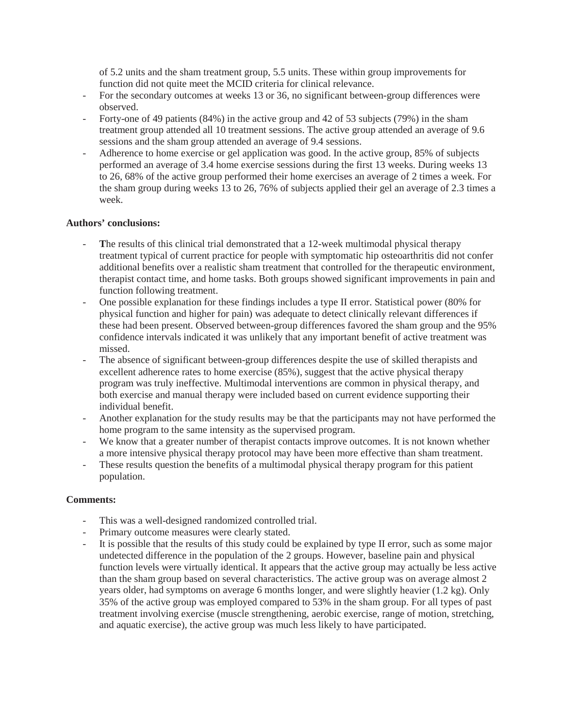of 5.2 units and the sham treatment group, 5.5 units. These within group improvements for function did not quite meet the MCID criteria for clinical relevance.

- For the secondary outcomes at weeks 13 or 36, no significant between-group differences were observed.
- Forty-one of 49 patients (84%) in the active group and 42 of 53 subjects (79%) in the sham treatment group attended all 10 treatment sessions. The active group attended an average of 9.6 sessions and the sham group attended an average of 9.4 sessions.
- Adherence to home exercise or gel application was good. In the active group, 85% of subjects performed an average of 3.4 home exercise sessions during the first 13 weeks. During weeks 13 to 26, 68% of the active group performed their home exercises an average of 2 times a week. For the sham group during weeks 13 to 26, 76% of subjects applied their gel an average of 2.3 times a week.

**Authors' conclusions:**

- **T**he results of this clinical trial demonstrated that a 12-week multimodal physical therapy treatment typical of current practice for people with symptomatic hip osteoarthritis did not confer additional benefits over a realistic sham treatment that controlled for the therapeutic environment, therapist contact time, and home tasks. Both groups showed significant improvements in pain and function following treatment.
- One possible explanation for these findings includes a type II error. Statistical power (80% for physical function and higher for pain) was adequate to detect clinically relevant differences if these had been present. Observed between-group differences favored the sham group and the 95% confidence intervals indicated it was unlikely that any important benefit of active treatment was missed.
- The absence of significant between-group differences despite the use of skilled therapists and excellent adherence rates to home exercise (85%), suggest that the active physical therapy program was truly ineffective. Multimodal interventions are common in physical therapy, and both exercise and manual therapy were included based on current evidence supporting their individual benefit.
- Another explanation for the study results may be that the participants may not have performed the home program to the same intensity as the supervised program.
- We know that a greater number of therapist contacts improve outcomes. It is not known whether a more intensive physical therapy protocol may have been more effective than sham treatment.
- These results question the benefits of a multimodal physical therapy program for this patient population.

**Comments:**

- This was a well-designed randomized controlled trial.
- Primary outcome measures were clearly stated.
- It is possible that the results of this study could be explained by type II error, such as some major undetected difference in the population of the 2 groups. However, baseline pain and physical function levels were virtually identical. It appears that the active group may actually be less active than the sham group based on several characteristics. The active group was on average almost 2 years older, had symptoms on average 6 months longer, and were slightly heavier (1.2 kg). Only 35% of the active group was employed compared to 53% in the sham group. For all types of past treatment involving exercise (muscle strengthening, aerobic exercise, range of motion, stretching, and aquatic exercise), the active group was much less likely to have participated.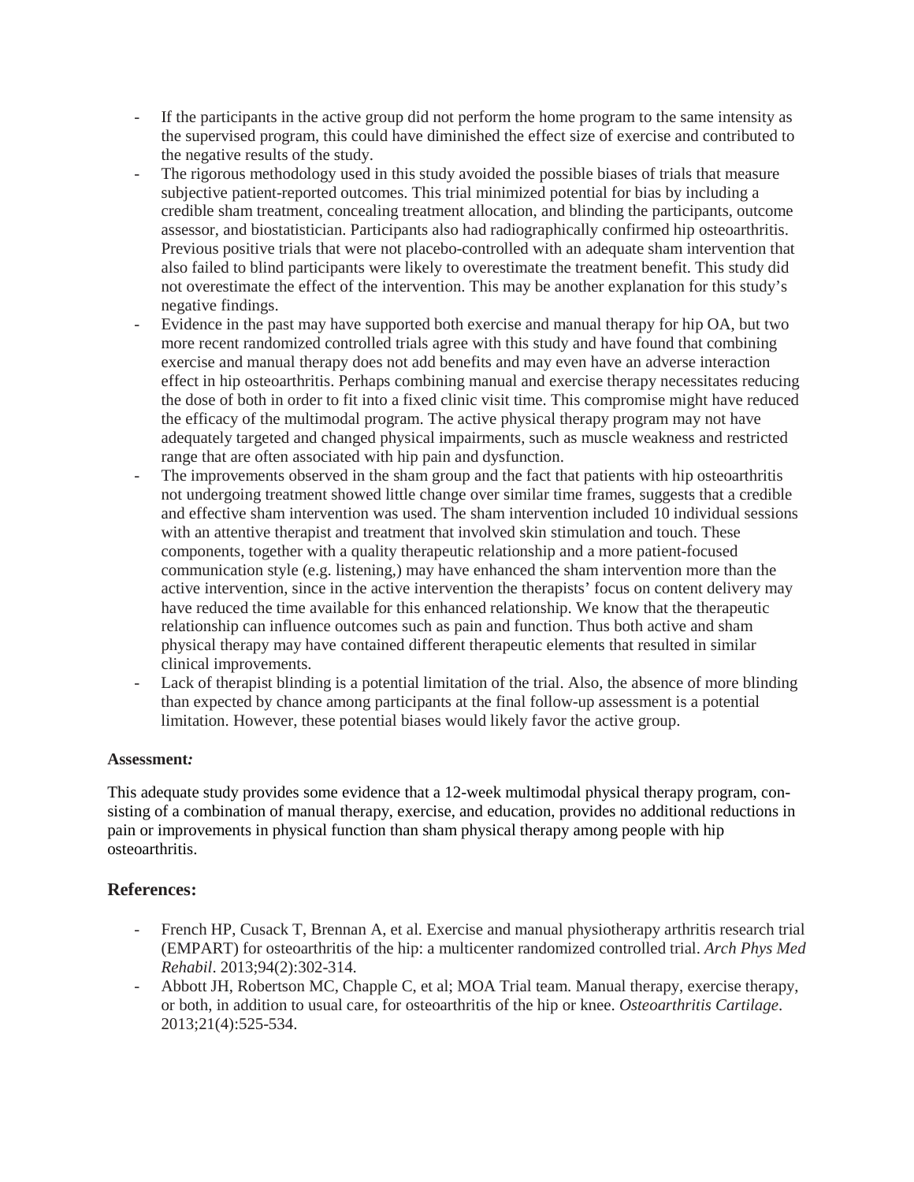- If the participants in the active group did not perform the home program to the same intensity as the supervised program, this could have diminished the effect size of exercise and contributed to the negative results of the study.
- The rigorous methodology used in this study avoided the possible biases of trials that measure subjective patient-reported outcomes. This trial minimized potential for bias by including a credible sham treatment, concealing treatment allocation, and blinding the participants, outcome assessor, and biostatistician. Participants also had radiographically confirmed hip osteoarthritis. Previous positive trials that were not placebo-controlled with an adequate sham intervention that also failed to blind participants were likely to overestimate the treatment benefit. This study did not overestimate the effect of the intervention. This may be another explanation for this study's negative findings.
- Evidence in the past may have supported both exercise and manual therapy for hip OA, but two more recent randomized controlled trials agree with this study and have found that combining exercise and manual therapy does not add benefits and may even have an adverse interaction effect in hip osteoarthritis. Perhaps combining manual and exercise therapy necessitates reducing the dose of both in order to fit into a fixed clinic visit time. This compromise might have reduced the efficacy of the multimodal program. The active physical therapy program may not have adequately targeted and changed physical impairments, such as muscle weakness and restricted range that are often associated with hip pain and dysfunction.
- The improvements observed in the sham group and the fact that patients with hip osteoarthritis not undergoing treatment showed little change over similar time frames, suggests that a credible and effective sham intervention was used. The sham intervention included 10 individual sessions with an attentive therapist and treatment that involved skin stimulation and touch. These components, together with a quality therapeutic relationship and a more patient-focused communication style (e.g. listening,) may have enhanced the sham intervention more than the active intervention, since in the active intervention the therapists' focus on content delivery may have reduced the time available for this enhanced relationship. We know that the therapeutic relationship can influence outcomes such as pain and function. Thus both active and sham physical therapy may have contained different therapeutic elements that resulted in similar clinical improvements.
- Lack of therapist blinding is a potential limitation of the trial. Also, the absence of more blinding than expected by chance among participants at the final follow-up assessment is a potential limitation. However, these potential biases would likely favor the active group.

**Assessment*:***

This adequate study provides some evidence that a 12-week multimodal physical therapy program, consisting of a combination of manual therapy, exercise, and education, provides no additional reductions in pain or improvements in physical function than sham physical therapy among people with hip osteoarthritis.

## References:

- French HP, Cusack T, Brennan A, et al. Exercise and manual physiotherapy arthritis research trial (EMPART) for osteoarthritis of the hip: a multicenter randomized controlled trial. *Arch Phys Med Rehabil*. 2013;94(2):302-314.
- Abbott JH, Robertson MC, Chapple C, et al; MOA Trial team. Manual therapy, exercise therapy, or both, in addition to usual care, for osteoarthritis of the hip or knee. *Osteoarthritis Cartilage*. 2013;21(4):525-534.